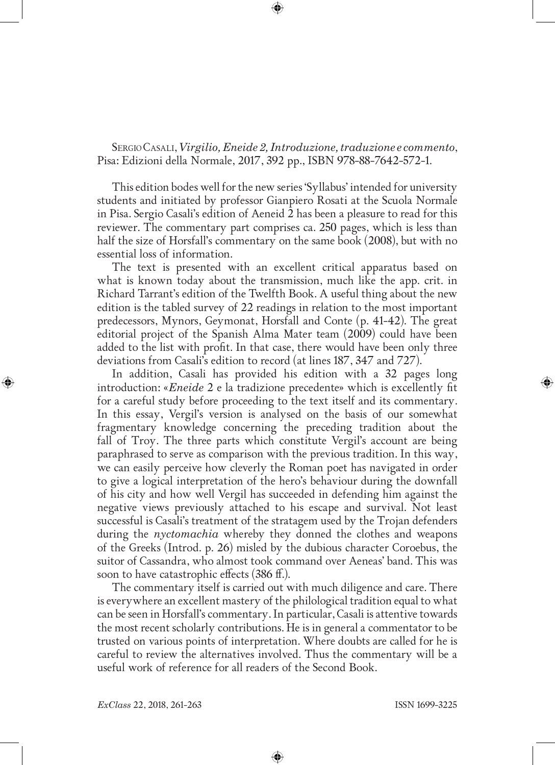Sergio Casali, *Virgilio, Eneide 2, Introduzione, traduzione e commento*, Pisa: Edizioni della Normale, 2017, 392 pp., ISBN 978-88-7642-572-1.

This edition bodes well for the new series 'Syllabus' intended for university students and initiated by professor Gianpiero Rosati at the Scuola Normale in Pisa. Sergio Casali's edition of Aeneid 2 has been a pleasure to read for this reviewer. The commentary part comprises ca. 250 pages, which is less than half the size of Horsfall's commentary on the same book (2008), but with no essential loss of information.

The text is presented with an excellent critical apparatus based on what is known today about the transmission, much like the app. crit. in Richard Tarrant's edition of the Twelfth Book. A useful thing about the new edition is the tabled survey of 22 readings in relation to the most important predecessors, Mynors, Geymonat, Horsfall and Conte (p. 41-42). The great editorial project of the Spanish Alma Mater team (2009) could have been added to the list with profit. In that case, there would have been only three deviations from Casali's edition to record (at lines 187, 347 and 727).

In addition, Casali has provided his edition with a 32 pages long introduction: «*Eneide* 2 e la tradizione precedente» which is excellently fit for a careful study before proceeding to the text itself and its commentary. In this essay, Vergil's version is analysed on the basis of our somewhat fragmentary knowledge concerning the preceding tradition about the fall of Troy. The three parts which constitute Vergil's account are being paraphrased to serve as comparison with the previous tradition. In this way, we can easily perceive how cleverly the Roman poet has navigated in order to give a logical interpretation of the hero's behaviour during the downfall of his city and how well Vergil has succeeded in defending him against the negative views previously attached to his escape and survival. Not least successful is Casali's treatment of the stratagem used by the Trojan defenders during the *nyctomachia* whereby they donned the clothes and weapons of the Greeks (Introd. p. 26) misled by the dubious character Coroebus, the suitor of Cassandra, who almost took command over Aeneas' band. This was soon to have catastrophic effects (386 ff.).

The commentary itself is carried out with much diligence and care. There is everywhere an excellent mastery of the philological tradition equal to what can be seen in Horsfall's commentary. In particular, Casali is attentive towards the most recent scholarly contributions. He is in general a commentator to be trusted on various points of interpretation. Where doubts are called for he is careful to review the alternatives involved. Thus the commentary will be a useful work of reference for all readers of the Second Book.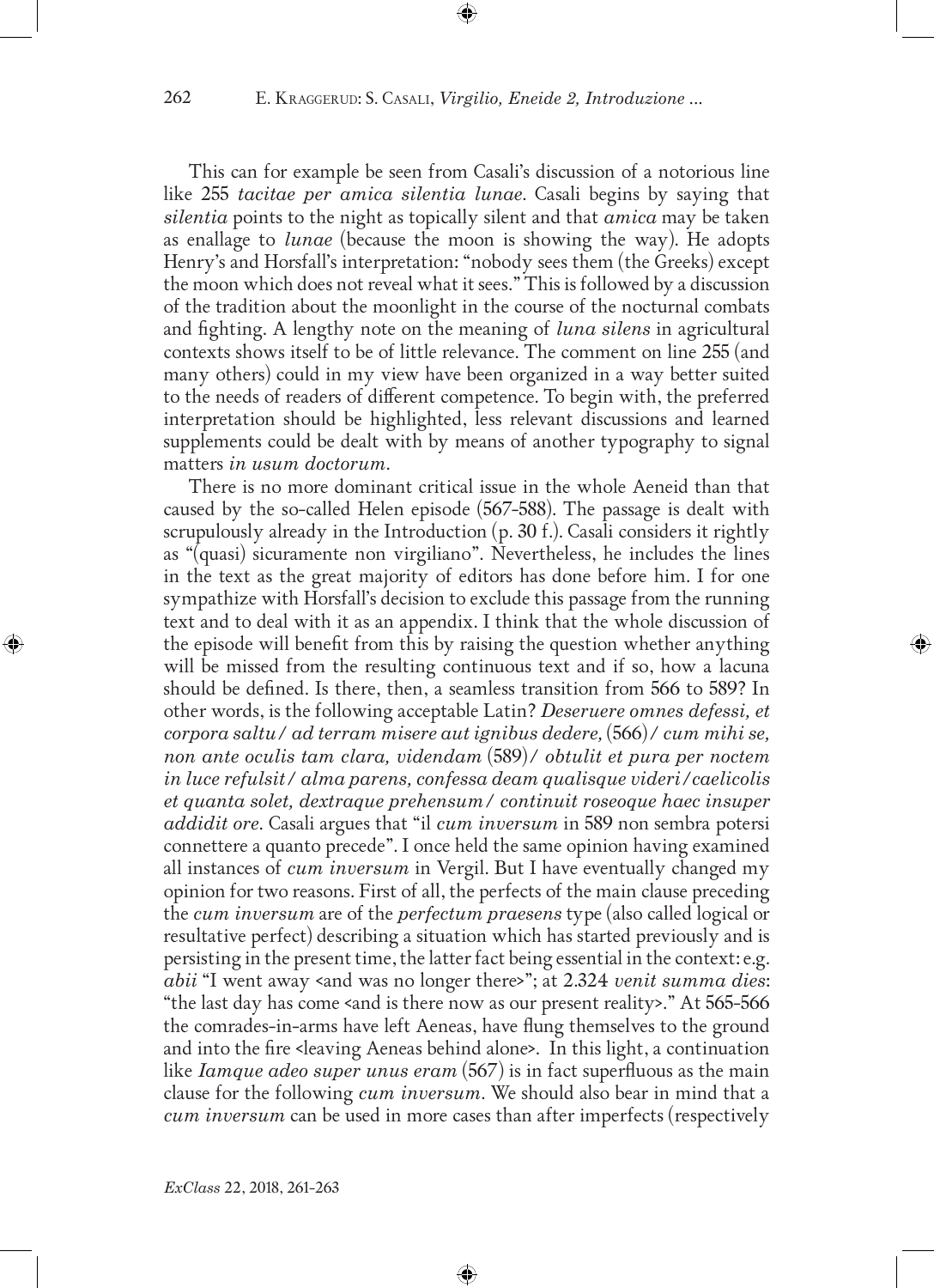This can for example be seen from Casali's discussion of a notorious line like 255 *tacitae per amica silentia lunae*. Casali begins by saying that *silentia* points to the night as topically silent and that *amica* may be taken as enallage to *lunae* (because the moon is showing the way). He adopts Henry's and Horsfall's interpretation: "nobody sees them (the Greeks) except the moon which does not reveal what it sees." This is followed by a discussion of the tradition about the moonlight in the course of the nocturnal combats and fighting. A lengthy note on the meaning of *luna silens* in agricultural contexts shows itself to be of little relevance. The comment on line 255 (and many others) could in my view have been organized in a way better suited to the needs of readers of different competence. To begin with, the preferred interpretation should be highlighted, less relevant discussions and learned supplements could be dealt with by means of another typography to signal matters *in usum doctorum*.

There is no more dominant critical issue in the whole Aeneid than that caused by the so-called Helen episode (567-588). The passage is dealt with scrupulously already in the Introduction (p. 30 f.). Casali considers it rightly as "(quasi) sicuramente non virgiliano". Nevertheless, he includes the lines in the text as the great majority of editors has done before him. I for one sympathize with Horsfall's decision to exclude this passage from the running text and to deal with it as an appendix. I think that the whole discussion of the episode will benefit from this by raising the question whether anything will be missed from the resulting continuous text and if so, how a lacuna should be defined. Is there, then, a seamless transition from 566 to 589? In other words, is the following acceptable Latin? *Deseruere omnes defessi, et corpora saltu / ad terram misere aut ignibus dedere,* (566) / *cum mihi se, non ante oculis tam clara, videndam* (589) / *obtulit et pura per noctem in luce refulsit / alma parens, confessa deam qualisque videri / caelicolis et quanta solet, dextraque prehensum / continuit roseoque haec insuper addidit ore*. Casali argues that "il *cum inversum* in 589 non sembra potersi connettere a quanto precede". I once held the same opinion having examined all instances of *cum inversum* in Vergil. But I have eventually changed my opinion for two reasons. First of all, the perfects of the main clause preceding the *cum inversum* are of the *perfectum praesens* type (also called logical or resultative perfect) describing a situation which has started previously and is persisting in the present time, the latter fact being essential in the context: e.g. *abii* "I went away <and was no longer there>"; at 2.324 *venit summa dies*: "the last day has come <and is there now as our present reality>." At 565-566 the comrades-in-arms have left Aeneas, have flung themselves to the ground and into the fire <leaving Aeneas behind alone>. In this light, a continuation like *Iamque adeo super unus eram* (567) is in fact superfluous as the main clause for the following *cum inversum*. We should also bear in mind that a *cum inversum* can be used in more cases than after imperfects (respectively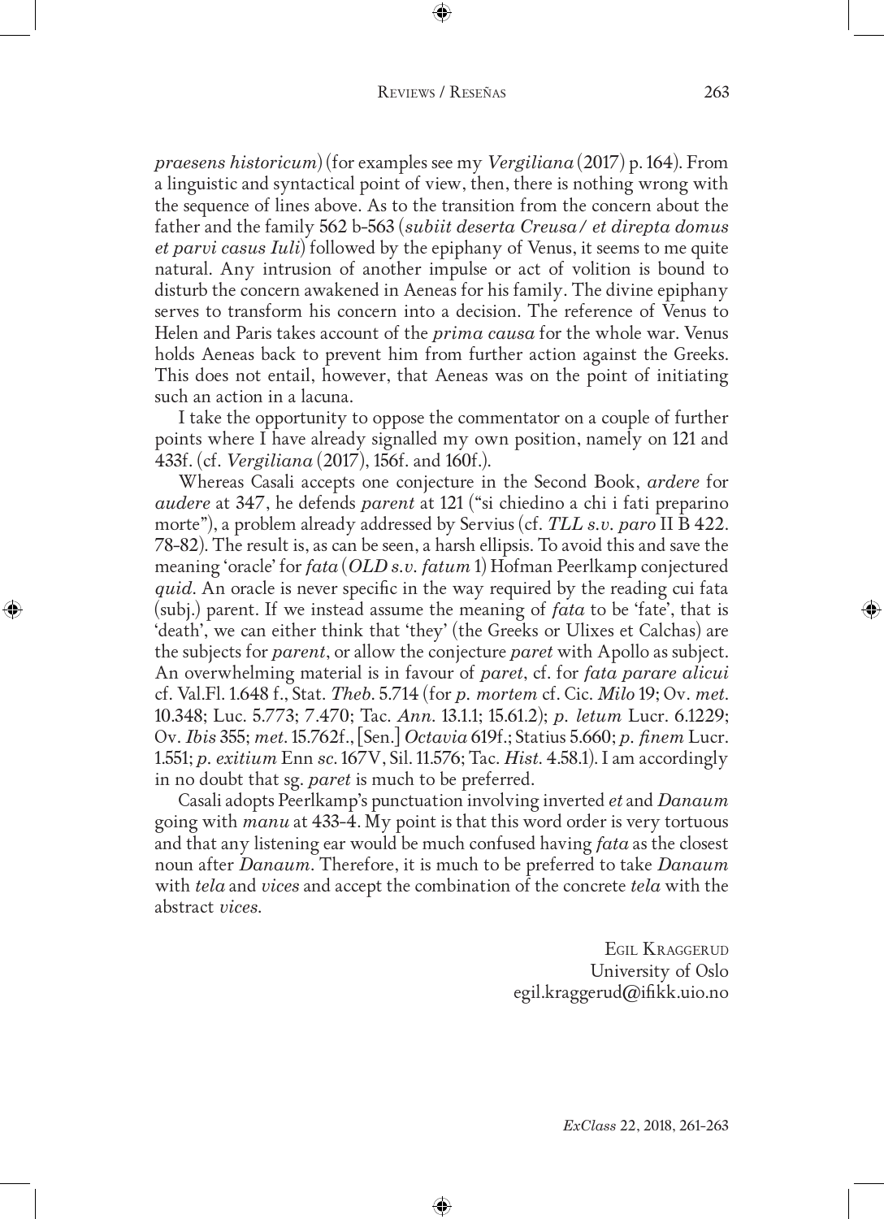*praesens historicum*) (for examples see my *Vergiliana* (2017) p. 164). From a linguistic and syntactical point of view, then, there is nothing wrong with the sequence of lines above. As to the transition from the concern about the father and the family 562 b-563 (*subiit deserta Creusa / et direpta domus et parvi casus Iuli*) followed by the epiphany of Venus, it seems to me quite natural. Any intrusion of another impulse or act of volition is bound to disturb the concern awakened in Aeneas for his family. The divine epiphany serves to transform his concern into a decision. The reference of Venus to Helen and Paris takes account of the *prima causa* for the whole war. Venus holds Aeneas back to prevent him from further action against the Greeks. This does not entail, however, that Aeneas was on the point of initiating such an action in a lacuna.

I take the opportunity to oppose the commentator on a couple of further points where I have already signalled my own position, namely on 121 and 433f. (cf. *Vergiliana* (2017), 156f. and 160f.).

Whereas Casali accepts one conjecture in the Second Book, *ardere* for *audere* at 347, he defends *parent* at 121 ("si chiedino a chi i fati preparino morte"), a problem already addressed by Servius (cf. *TLL s.v. paro* II B 422. 78-82). The result is, as can be seen, a harsh ellipsis. To avoid this and save the meaning 'oracle' for *fata* (*OLD s.v. fatum* 1) Hofman Peerlkamp conjectured *quid*. An oracle is never specific in the way required by the reading cui fata (subj.) parent. If we instead assume the meaning of *fata* to be 'fate', that is 'death', we can either think that 'they' (the Greeks or Ulixes et Calchas) are the subjects for *parent*, or allow the conjecture *paret* with Apollo as subject. An overwhelming material is in favour of *paret*, cf. for *fata parare alicui* cf. Val.Fl. 1.648 f., Stat. *Theb.* 5.714 (for *p. mortem* cf. Cic. *Milo* 19; Ov. *met.* 10.348; Luc. 5.773; 7.470; Tac. *Ann.* 13.1.1; 15.61.2); *p. letum* Lucr. 6.1229; Ov. *Ibis* 355; *met.* 15.762f., [Sen.] *Octavia* 619f.; Statius 5.660; *p. finem* Lucr. 1.551; *p. exitium* Enn *sc.* 167V, Sil. 11.576; Tac. *Hist.* 4.58.1). I am accordingly in no doubt that sg. *paret* is much to be preferred.

Casali adopts Peerlkamp's punctuation involving inverted *et* and *Danaum* going with *manu* at 433-4. My point is that this word order is very tortuous and that any listening ear would be much confused having *fata* as the closest noun after *Danaum*. Therefore, it is much to be preferred to take *Danaum* with *tela* and *vices* and accept the combination of the concrete *tela* with the abstract *vices*.

Egil Kraggerud
University of Oslo
egil.kraggerud@ifikk.uio.no